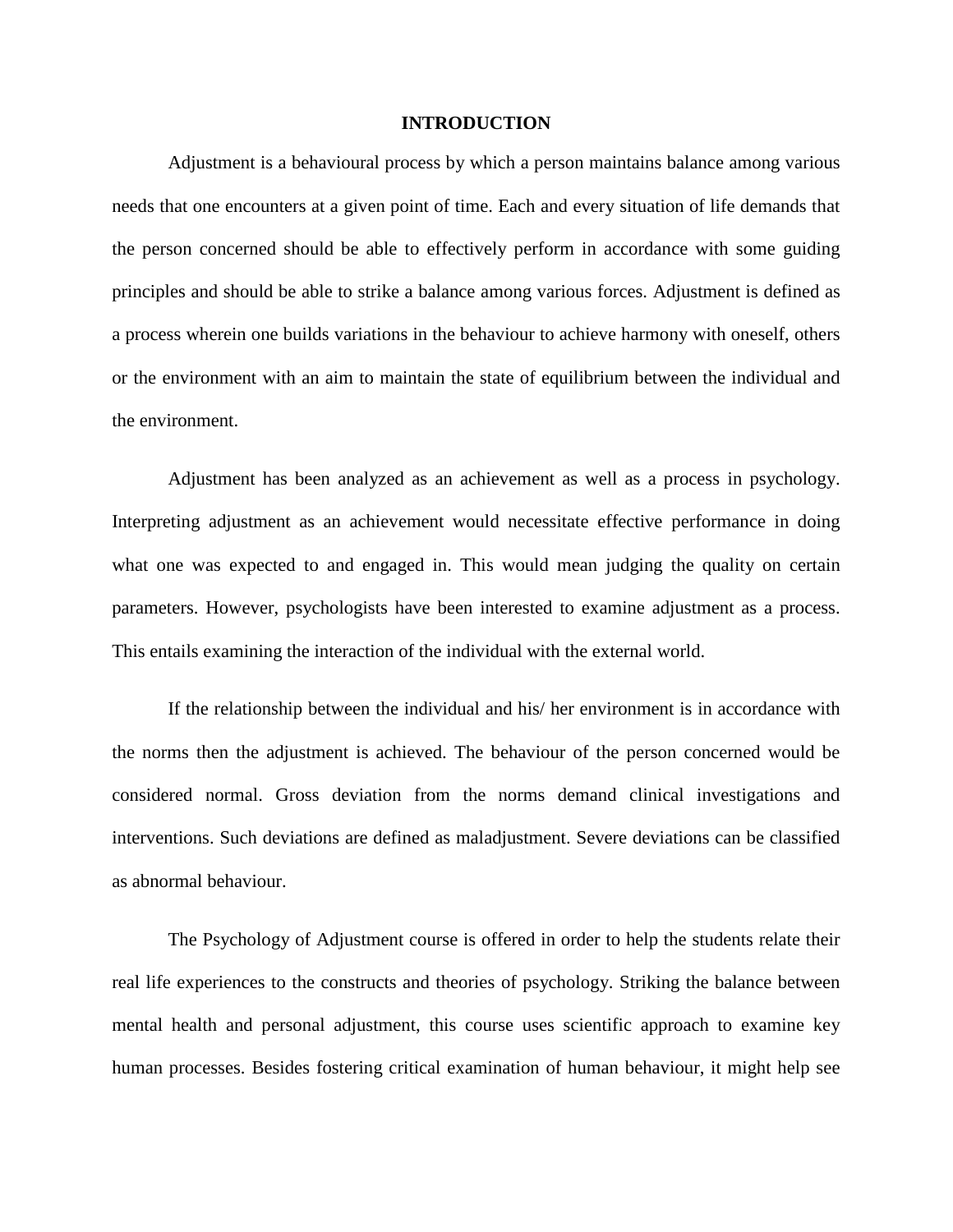# INTRODUCTION

Adjustment is a behavioural process by which a person maintains balance among various needs that one encounters at a given point of time. Each and every situation of life demands that the person concerned should be able to effectively perform in accordance with some guiding principles and should be able to strike a balance among various forces. Adjustment is defined as a process wherein one builds variations in the behaviour to achieve harmony with oneself, others or the environment with an aim to maintain the state of equilibrium between the individual and the environment.

Adjustment has been analyzed as an achievement as well as a process in psychology. Interpreting adjustment as an achievement would necessitate effective performance in doing what one was expected to and engaged in. This would mean judging the quality on certain parameters. However, psychologists have been interested to examine adjustment as a process. This entails examining the interaction of the individual with the external world.

If the relationship between the individual and his/ her environment is in accordance with the norms then the adjustment is achieved. The behaviour of the person concerned would be considered normal. Gross deviation from the norms demand clinical investigations and interventions. Such deviations are defined as maladjustment. Severe deviations can be classified as abnormal behaviour.

The Psychology of Adjustment course is offered in order to help the students relate their real life experiences to the constructs and theories of psychology. Striking the balance between mental health and personal adjustment, this course uses scientific approach to examine key human processes. Besides fostering critical examination of human behaviour, it might help see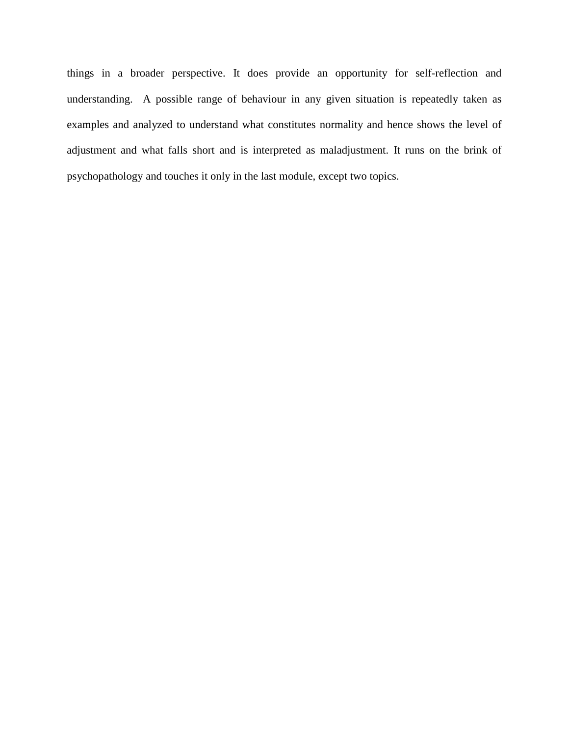things in a broader perspective. It does provide an opportunity for self-reflection and understanding. A possible range of behaviour in any given situation is repeatedly taken as examples and analyzed to understand what constitutes normality and hence shows the level of adjustment and what falls short and is interpreted as maladjustment. It runs on the brink of psychopathology and touches it only in the last module, except two topics.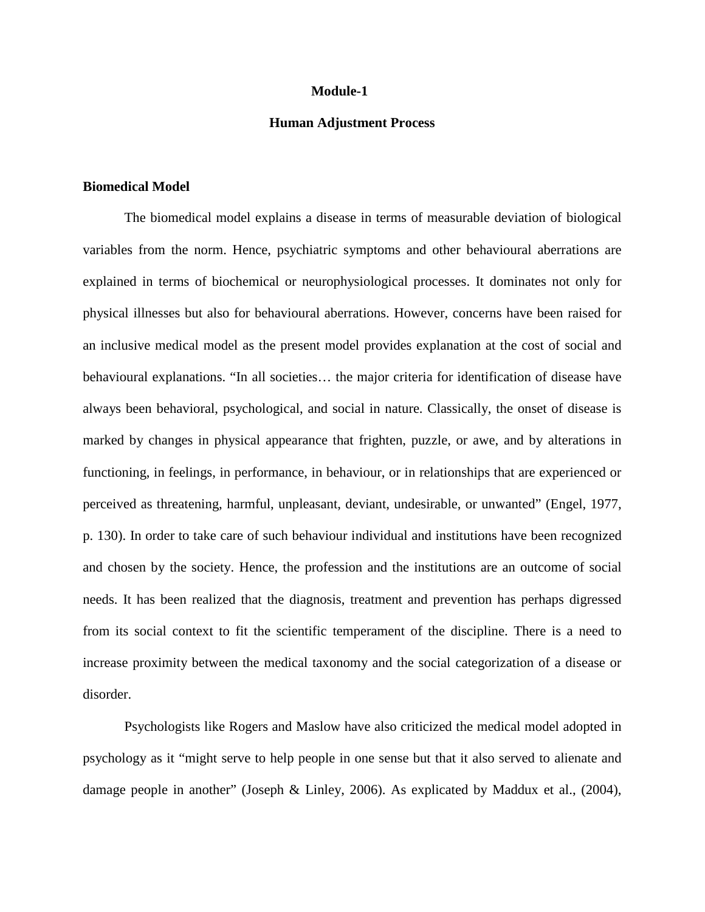# Module-1

## Human Adjustment Process

### Biomedical Model

The biomedical model explains a disease in terms of measurable deviation of biological variables from the norm. Hence, psychiatric symptoms and other behavioural aberrations are explained in terms of biochemical or neurophysiological processes. It dominates not only for physical illnesses but also for behavioural aberrations. However, concerns have been raised for an inclusive medical model as the present model provides explanation at the cost of social and behavioural explanations. "In all societies… the major criteria for identification of disease have always been behavioral, psychological, and social in nature. Classically, the onset of disease is marked by changes in physical appearance that frighten, puzzle, or awe, and by alterations in functioning, in feelings, in performance, in behaviour, or in relationships that are experienced or perceived as threatening, harmful, unpleasant, deviant, undesirable, or unwanted" (Engel, 1977, p. 130). In order to take care of such behaviour individual and institutions have been recognized and chosen by the society. Hence, the profession and the institutions are an outcome of social needs. It has been realized that the diagnosis, treatment and prevention has perhaps digressed from its social context to fit the scientific temperament of the discipline. There is a need to increase proximity between the medical taxonomy and the social categorization of a disease or disorder.

Psychologists like Rogers and Maslow have also criticized the medical model adopted in psychology as it "might serve to help people in one sense but that it also served to alienate and damage people in another" (Joseph & Linley, 2006). As explicated by Maddux et al., (2004),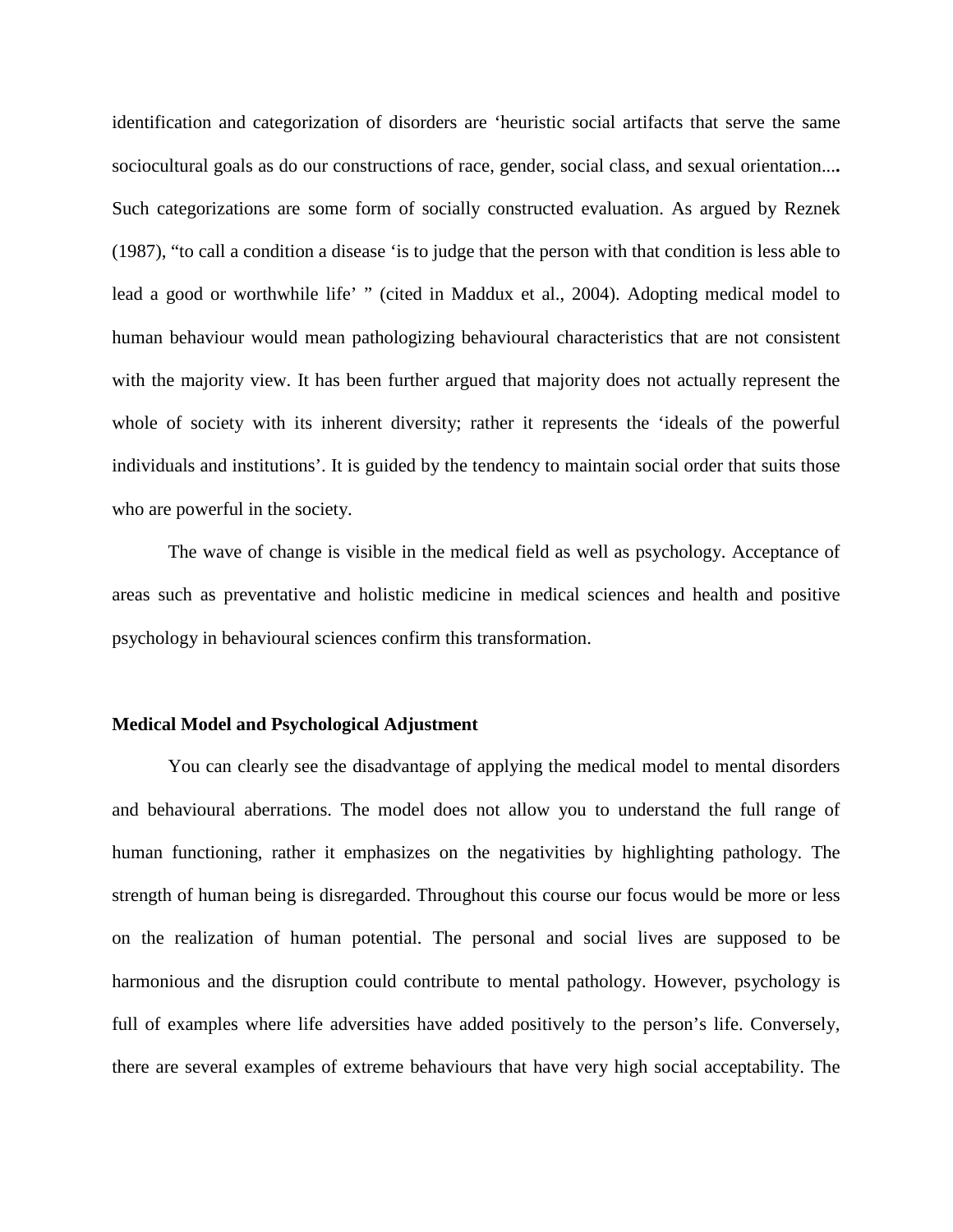identification and categorization of disorders are 'heuristic social artifacts that serve the same sociocultural goals as do our constructions of race, gender, social class, and sexual orientation.... Such categorizations are some form of socially constructed evaluation. As argued by Reznek (1987), "to call a condition a disease 'is to judge that the person with that condition is less able to lead a good or worthwhile life' " (cited in Maddux et al., 2004). Adopting medical model to human behaviour would mean pathologizing behavioural characteristics that are not consistent with the majority view. It has been further argued that majority does not actually represent the whole of society with its inherent diversity; rather it represents the 'ideals of the powerful individuals and institutions'. It is guided by the tendency to maintain social order that suits those who are powerful in the society.

The wave of change is visible in the medical field as well as psychology. Acceptance of areas such as preventative and holistic medicine in medical sciences and health and positive psychology in behavioural sciences confirm this transformation.

**Medical Model and Psychological Adjustment**

You can clearly see the disadvantage of applying the medical model to mental disorders and behavioural aberrations. The model does not allow you to understand the full range of human functioning, rather it emphasizes on the negativities by highlighting pathology. The strength of human being is disregarded. Throughout this course our focus would be more or less on the realization of human potential. The personal and social lives are supposed to be harmonious and the disruption could contribute to mental pathology. However, psychology is full of examples where life adversities have added positively to the person's life. Conversely, there are several examples of extreme behaviours that have very high social acceptability. The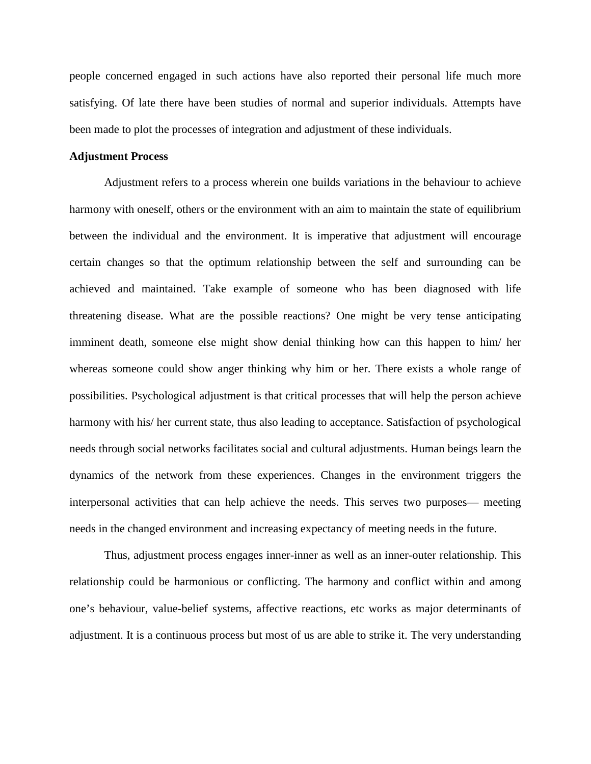people concerned engaged in such actions have also reported their personal life much more satisfying. Of late there have been studies of normal and superior individuals. Attempts have been made to plot the processes of integration and adjustment of these individuals.

**Adjustment Process**

Adjustment refers to a process wherein one builds variations in the behaviour to achieve harmony with oneself, others or the environment with an aim to maintain the state of equilibrium between the individual and the environment. It is imperative that adjustment will encourage certain changes so that the optimum relationship between the self and surrounding can be achieved and maintained. Take example of someone who has been diagnosed with life threatening disease. What are the possible reactions? One might be very tense anticipating imminent death, someone else might show denial thinking how can this happen to him/ her whereas someone could show anger thinking why him or her. There exists a whole range of possibilities. Psychological adjustment is that critical processes that will help the person achieve harmony with his/ her current state, thus also leading to acceptance. Satisfaction of psychological needs through social networks facilitates social and cultural adjustments. Human beings learn the dynamics of the network from these experiences. Changes in the environment triggers the interpersonal activities that can help achieve the needs. This serves two purposes— meeting needs in the changed environment and increasing expectancy of meeting needs in the future.

Thus, adjustment process engages inner-inner as well as an inner-outer relationship. This relationship could be harmonious or conflicting. The harmony and conflict within and among one's behaviour, value-belief systems, affective reactions, etc works as major determinants of adjustment. It is a continuous process but most of us are able to strike it. The very understanding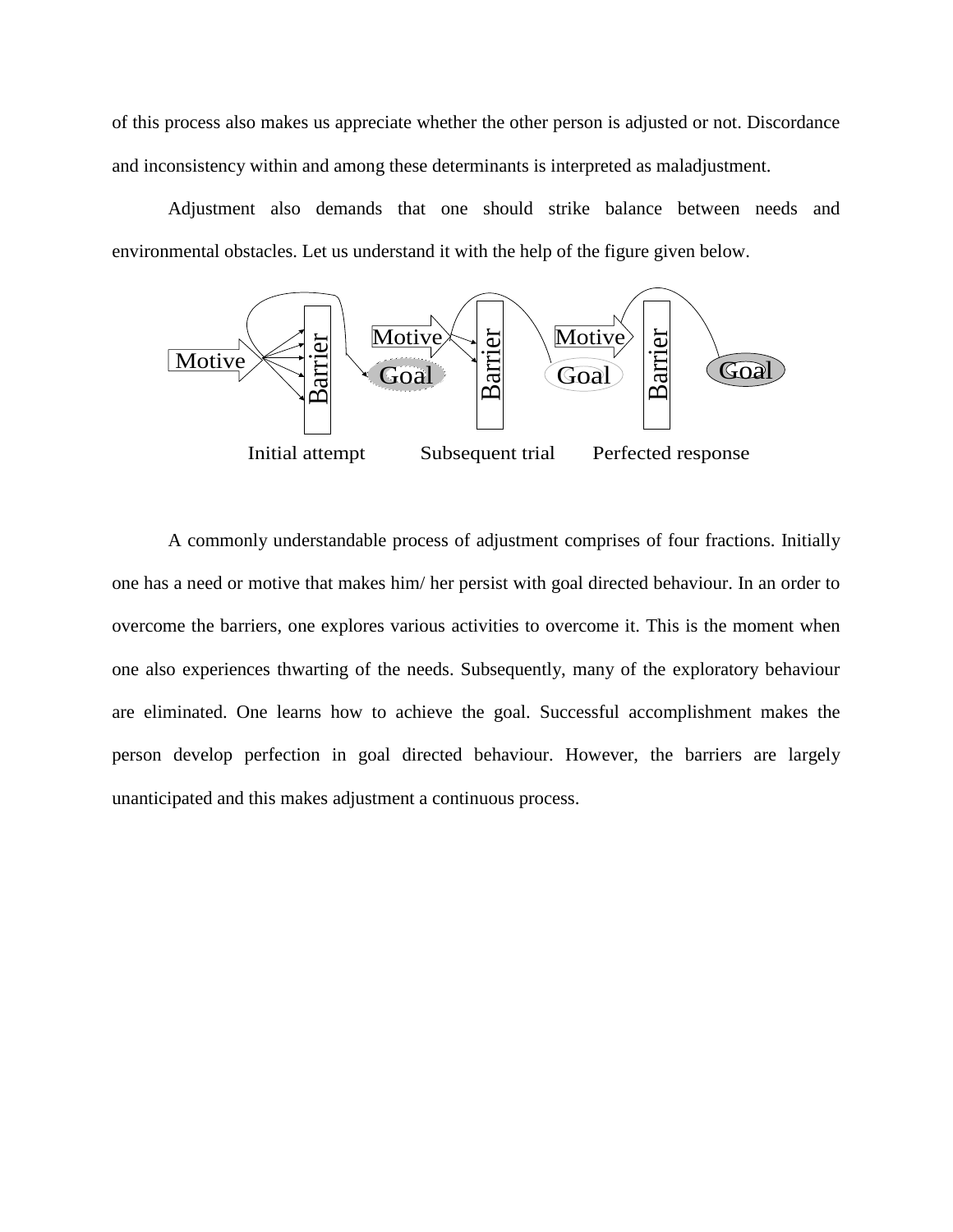of this process also makes us appreciate whether the other person is adjusted or not. Discordance and inconsistency within and among these determinants is interpreted as maladjustment.

Adjustment also demands that one should strike balance between needs and environmental obstacles. Let us understand it with the help of the figure given below.

Motive → Barrier → Goal | Motive → Barrier → Goal | Motive → Barrier → Goal

Initial attempt    Subsequent trial    Perfected response

A commonly understandable process of adjustment comprises of four fractions. Initially one has a need or motive that makes him/ her persist with goal directed behaviour. In an order to overcome the barriers, one explores various activities to overcome it. This is the moment when one also experiences thwarting of the needs. Subsequently, many of the exploratory behaviour are eliminated. One learns how to achieve the goal. Successful accomplishment makes the person develop perfection in goal directed behaviour. However, the barriers are largely unanticipated and this makes adjustment a continuous process.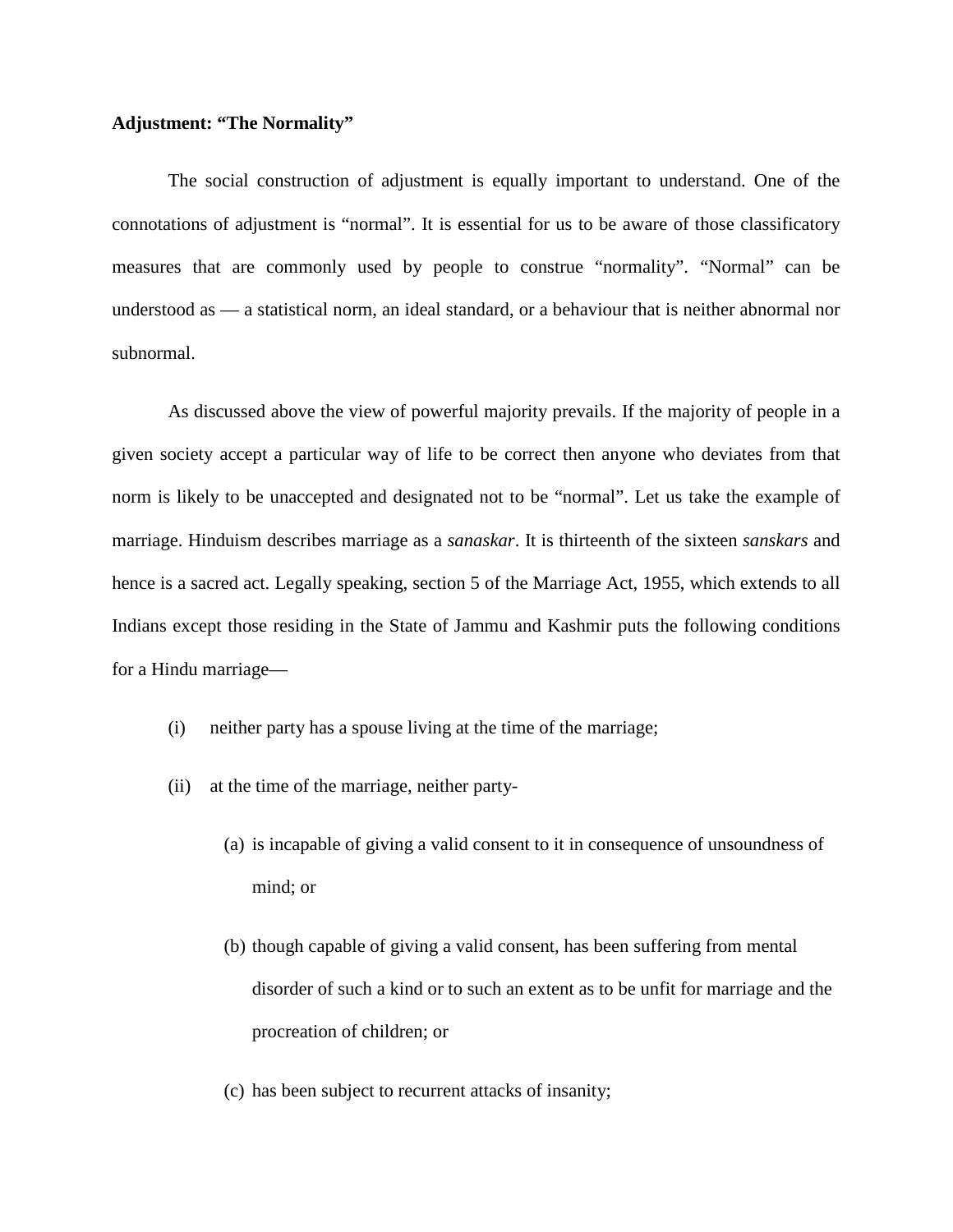**Adjustment: “The Normality”**

The social construction of adjustment is equally important to understand. One of the connotations of adjustment is “normal”. It is essential for us to be aware of those classificatory measures that are commonly used by people to construe “normality”. “Normal” can be understood as — a statistical norm, an ideal standard, or a behaviour that is neither abnormal nor subnormal.

As discussed above the view of powerful majority prevails. If the majority of people in a given society accept a particular way of life to be correct then anyone who deviates from that norm is likely to be unaccepted and designated not to be “normal”. Let us take the example of marriage. Hinduism describes marriage as a *sanaskar*. It is thirteenth of the sixteen *sanskars* and hence is a sacred act. Legally speaking, section 5 of the Marriage Act, 1955, which extends to all Indians except those residing in the State of Jammu and Kashmir puts the following conditions for a Hindu marriage—

(i) neither party has a spouse living at the time of the marriage;

(ii) at the time of the marriage, neither party-

  (a) is incapable of giving a valid consent to it in consequence of unsoundness of mind; or

  (b) though capable of giving a valid consent, has been suffering from mental disorder of such a kind or to such an extent as to be unfit for marriage and the procreation of children; or

  (c) has been subject to recurrent attacks of insanity;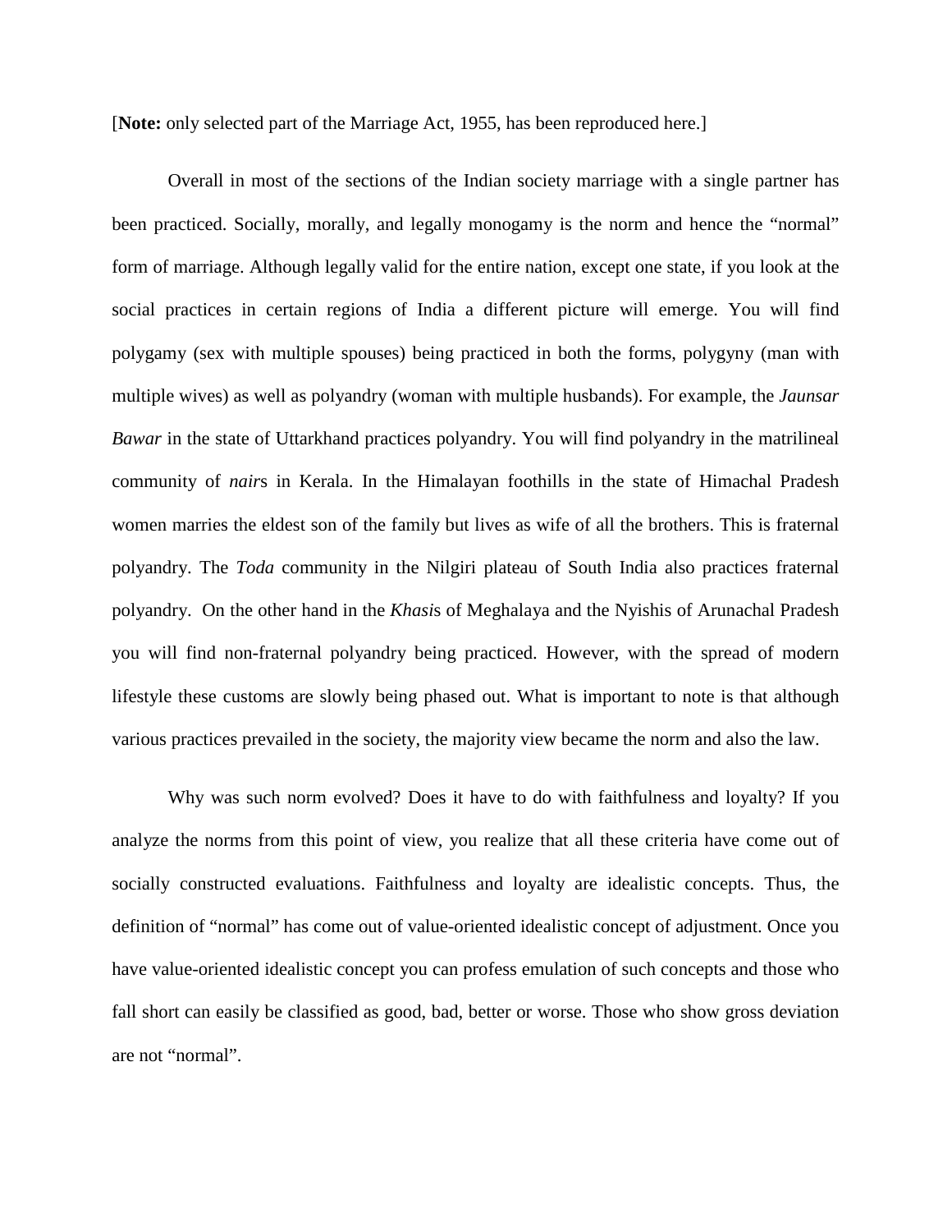[**Note:** only selected part of the Marriage Act, 1955, has been reproduced here.]

Overall in most of the sections of the Indian society marriage with a single partner has been practiced. Socially, morally, and legally monogamy is the norm and hence the "normal" form of marriage. Although legally valid for the entire nation, except one state, if you look at the social practices in certain regions of India a different picture will emerge. You will find polygamy (sex with multiple spouses) being practiced in both the forms, polygyny (man with multiple wives) as well as polyandry (woman with multiple husbands). For example, the *Jaunsar Bawar* in the state of Uttarkhand practices polyandry. You will find polyandry in the matrilineal community of *nair*s in Kerala. In the Himalayan foothills in the state of Himachal Pradesh women marries the eldest son of the family but lives as wife of all the brothers. This is fraternal polyandry. The *Toda* community in the Nilgiri plateau of South India also practices fraternal polyandry. On the other hand in the *Khasi*s of Meghalaya and the Nyishis of Arunachal Pradesh you will find non-fraternal polyandry being practiced. However, with the spread of modern lifestyle these customs are slowly being phased out. What is important to note is that although various practices prevailed in the society, the majority view became the norm and also the law.

Why was such norm evolved? Does it have to do with faithfulness and loyalty? If you analyze the norms from this point of view, you realize that all these criteria have come out of socially constructed evaluations. Faithfulness and loyalty are idealistic concepts. Thus, the definition of "normal" has come out of value-oriented idealistic concept of adjustment. Once you have value-oriented idealistic concept you can profess emulation of such concepts and those who fall short can easily be classified as good, bad, better or worse. Those who show gross deviation are not "normal".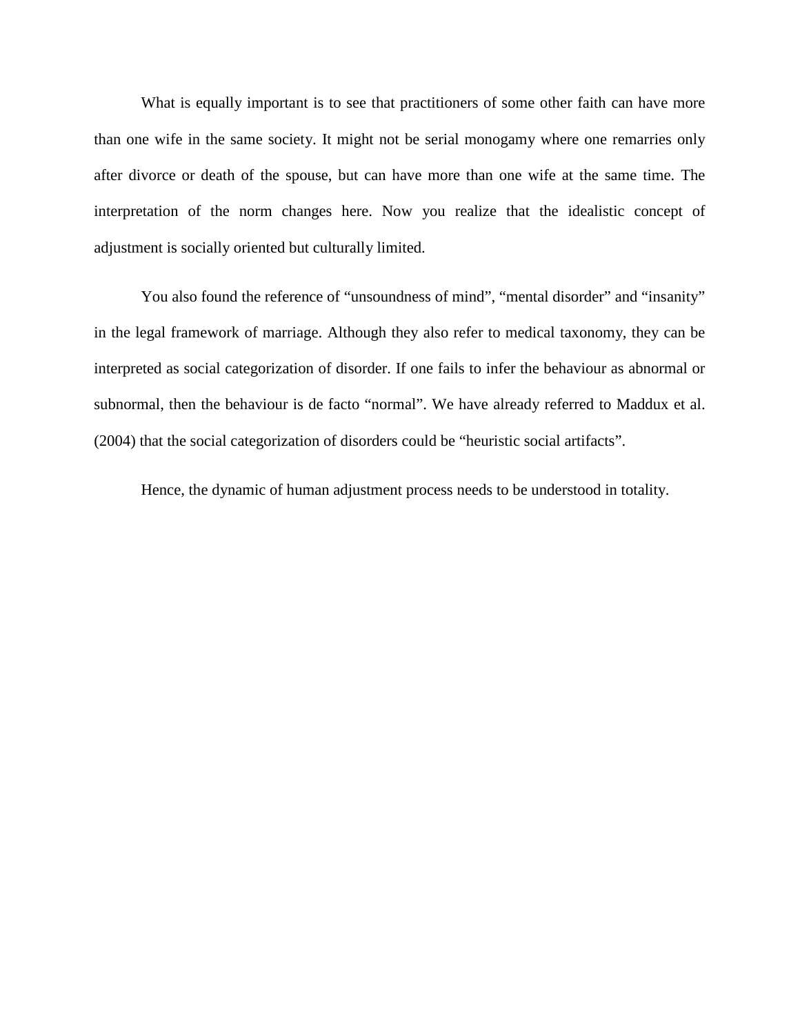What is equally important is to see that practitioners of some other faith can have more than one wife in the same society. It might not be serial monogamy where one remarries only after divorce or death of the spouse, but can have more than one wife at the same time. The interpretation of the norm changes here. Now you realize that the idealistic concept of adjustment is socially oriented but culturally limited.

You also found the reference of "unsoundness of mind", "mental disorder" and "insanity" in the legal framework of marriage. Although they also refer to medical taxonomy, they can be interpreted as social categorization of disorder. If one fails to infer the behaviour as abnormal or subnormal, then the behaviour is de facto "normal". We have already referred to Maddux et al. (2004) that the social categorization of disorders could be "heuristic social artifacts".

Hence, the dynamic of human adjustment process needs to be understood in totality.